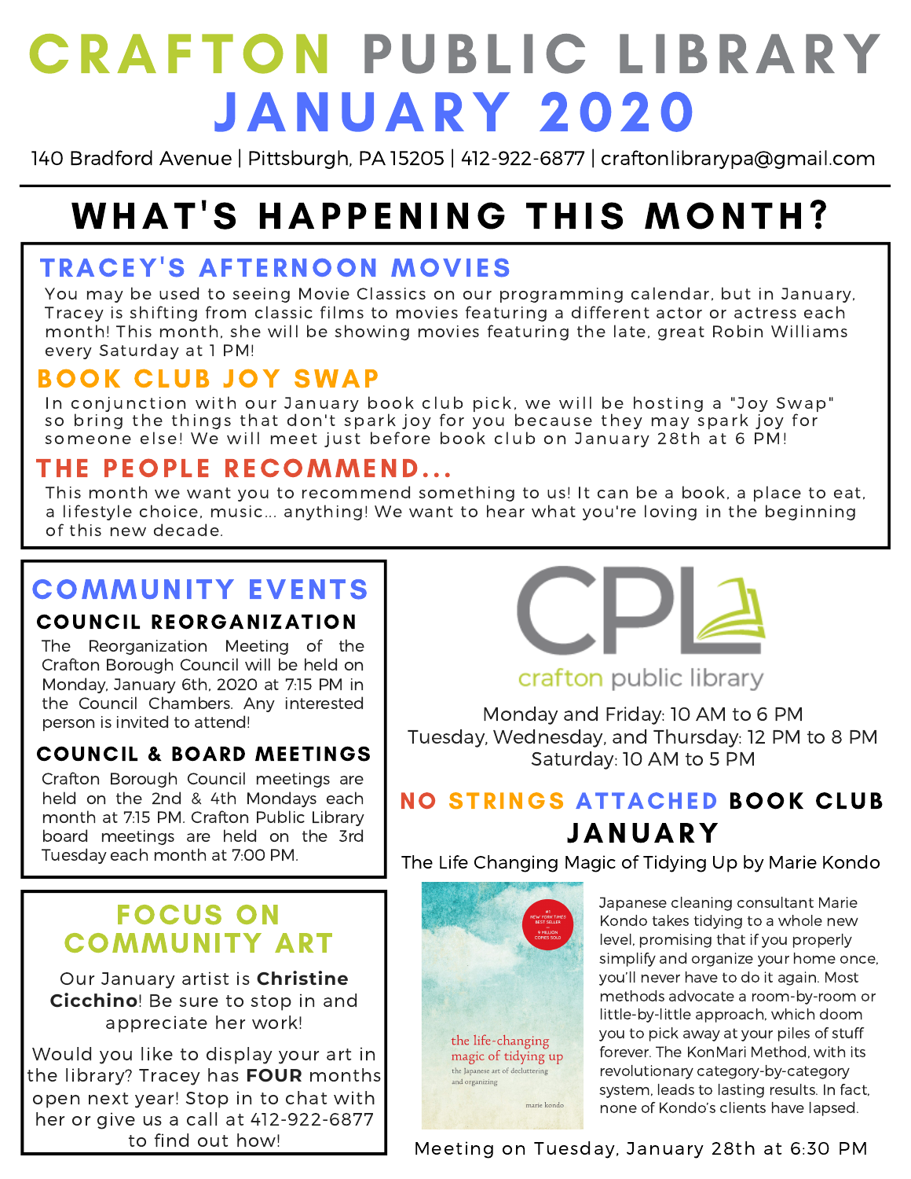# CRAFTON PUBLIC LIBRARY JANUARY 2020

140 Bradford Avenue | Pittsburgh, PA 15205 | 412-922-6877 | craftonlibrarypa@gmail.com

## WHAT'S HAPPENING THIS MONTH?

### TRACEY'S AFTERNOON MOVIES

You may be used to seeing Movie Classics on our programming calendar, but in January, Tracey is shifting from classic films to movies featuring a different actor or actress each month! This month, she will be showing movies featuring the late, great Robin Williams every Saturday at 1 PM!

### BOOK CLUB JOY SWAP

In conjunction with our January book club pick, we will be hosting a "Joy Swap" so bring the things that don't spark joy for you because they may spark joy for someone else! We will meet just before book club on January 28th at 6 PM!

### THE PEOPLE RECOMMEND...

This month we want you to recommend something to us! It can be a book, a place to eat, a lifestyle choice, music... anything! We want to hear what you're loving in the beginning of this new decade.

## COMMUNITY EVENTS

### COUNCIL REORGANIZATION

The Reorganization Meeting of the Crafton Borough Council will be held on Monday, January 6th, 2020 at 7:15 PM in the Council Chambers. Any interested person is invited to attend!

### COUNCIL & BOARD MEETINGS

Crafton Borough Council meetings are held on the 2nd & 4th Mondays each month at 7:15 PM. Crafton Public Library board meetings are held on the 3rd Tuesday each month at 7:00 PM.

## FOCUS ON COMMUNITY ART

Our January artist is **Christine Cicchino**! Be sure to stop in and appreciate her work!

Would you like to display your art in the library? Tracey has **FOUR** months open next year! Stop in to chat with her or give us a call at 412-922-6877 to find out how!

CPL crafton public library

Monday and Friday: 10 AM to 6 PM
Tuesday, Wednesday, and Thursday: 12 PM to 8 PM
Saturday: 10 AM to 5 PM

## NO STRINGS ATTACHED BOOK CLUB JANUARY

The Life Changing Magic of Tidying Up by Marie Kondo

Japanese cleaning consultant Marie Kondo takes tidying to a whole new level, promising that if you properly simplify and organize your home once, you'll never have to do it again. Most methods advocate a room-by-room or little-by-little approach, which doom you to pick away at your piles of stuff forever. The KonMari Method, with its revolutionary category-by-category system, leads to lasting results. In fact, none of Kondo's clients have lapsed.

Meeting on Tuesday, January 28th at 6:30 PM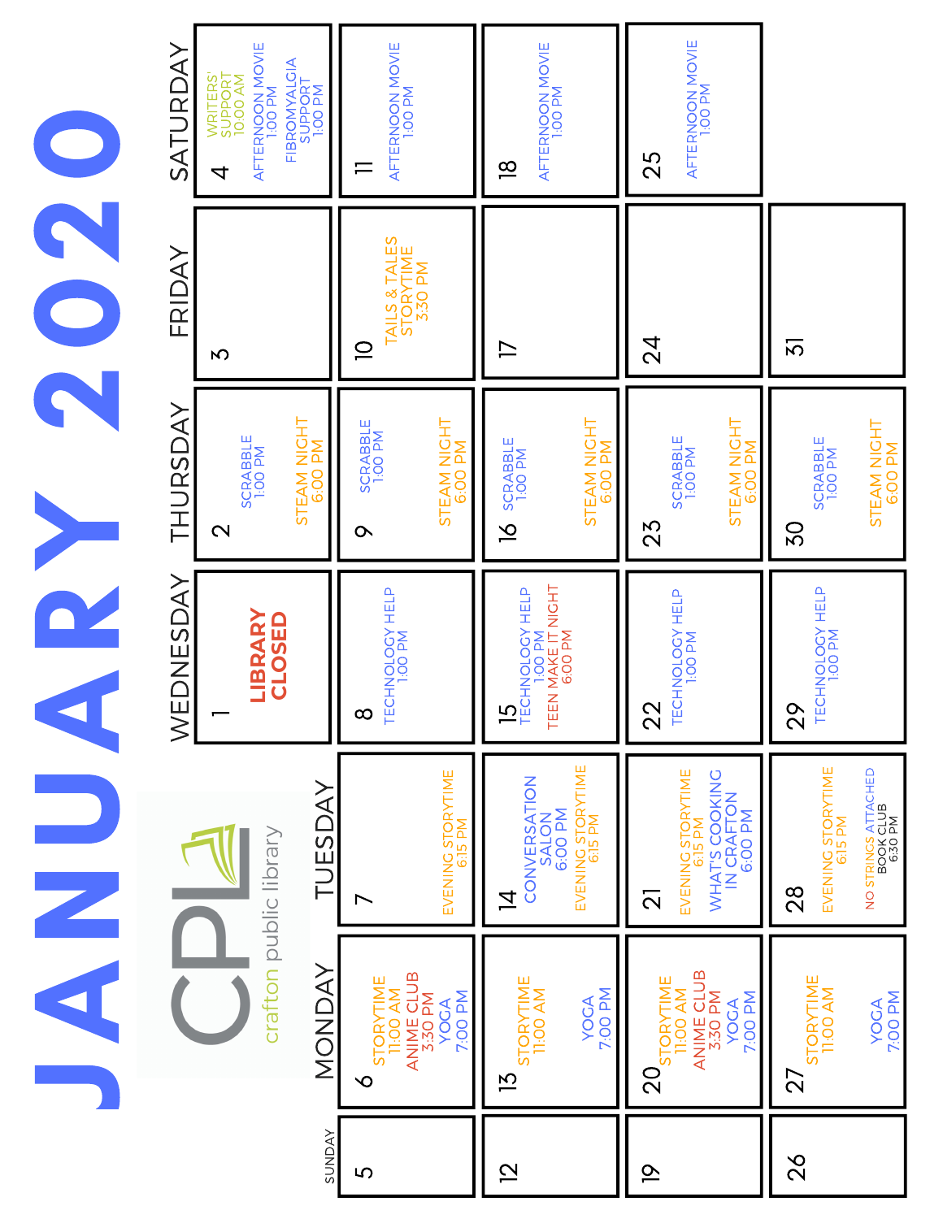# JANUARY 2020

CPL crafton public library

| SUNDAY | MONDAY | TUESDAY | WEDNESDAY | THURSDAY | FRIDAY | SATURDAY |
|---|---|---|---|---|---|---|
| | | | 1 LIBRARY CLOSED | 2 SCRABBLE 1:00 PM; STEAM NIGHT 6:00 PM | 3 | 4 WRITERS' SUPPORT 10:00 AM; AFTERNOON MOVIE 1:00 PM; FIBROMYALGIA SUPPORT 1:00 PM |
| 5 | 6 STORYTIME 11:00 AM; ANIME CLUB 3:30 PM; YOGA 7:00 PM | 7 EVENING STORYTIME 6:15 PM | 8 TECHNOLOGY HELP 1:00 PM | 9 SCRABBLE 1:00 PM; STEAM NIGHT 6:00 PM | 10 TAILS & TALES STORYTIME 3:30 PM | 11 AFTERNOON MOVIE 1:00 PM |
| 12 | 13 STORYTIME 11:00 AM; YOGA 7:00 PM | 14 CONVERSATION SALON 6:00 PM; EVENING STORYTIME 6:15 PM | 15 TECHNOLOGY HELP 1:00 PM; TEEN MAKE IT NIGHT 6:00 PM | 16 SCRABBLE 1:00 PM; STEAM NIGHT 6:00 PM | 17 | 18 AFTERNOON MOVIE 1:00 PM |
| 19 | 20 STORYTIME 11:00 AM; ANIME CLUB 3:30 PM; YOGA 7:00 PM | 21 EVENING STORYTIME 6:15 PM; WHAT'S COOKING IN CRAFTON 6:00 PM | 22 TECHNOLOGY HELP 1:00 PM | 23 SCRABBLE 1:00 PM; STEAM NIGHT 6:00 PM | 24 | 25 AFTERNOON MOVIE 1:00 PM |
| 26 | 27 STORYTIME 11:00 AM; YOGA 7:00 PM | 28 EVENING STORYTIME 6:15 PM; NO STRINGS ATTACHED BOOK CLUB 6:30 PM | 29 TECHNOLOGY HELP 1:00 PM | 30 SCRABBLE 1:00 PM; STEAM NIGHT 6:00 PM | 31 | |